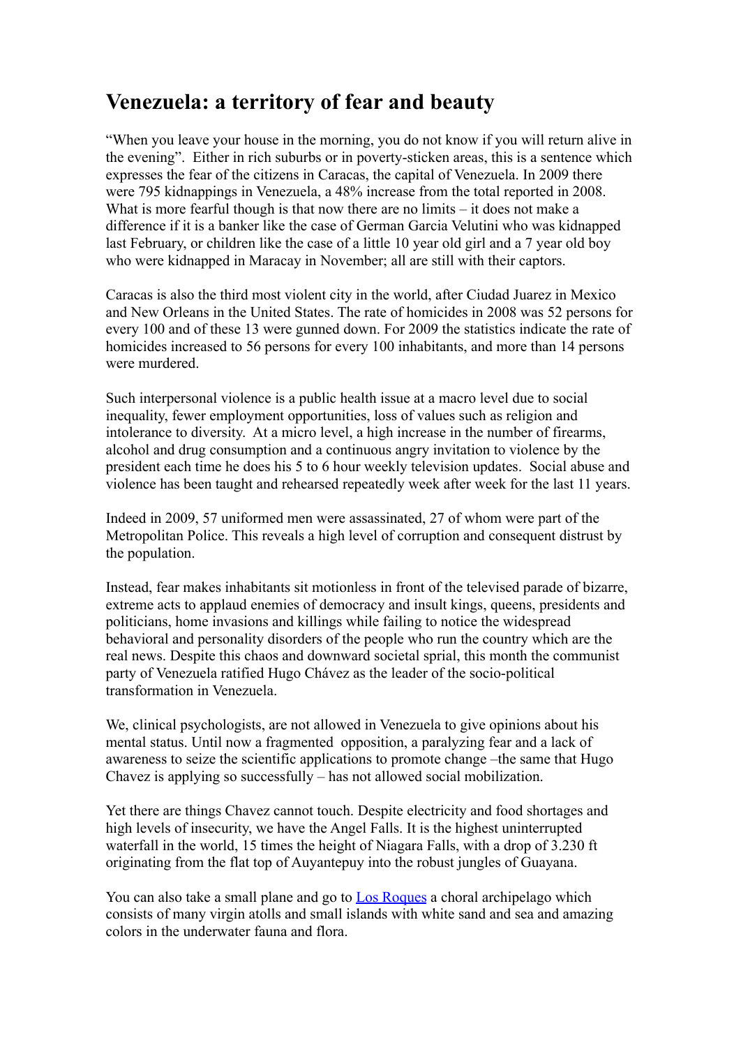# Venezuela: a territory of fear and beauty

"When you leave your house in the morning, you do not know if you will return alive in the evening". Either in rich suburbs or in poverty-sticken areas, this is a sentence which expresses the fear of the citizens in Caracas, the capital of Venezuela. In 2009 there were 795 kidnappings in Venezuela, a 48% increase from the total reported in 2008. What is more fearful though is that now there are no limits – it does not make a difference if it is a banker like the case of German Garcia Velutini who was kidnapped last February, or children like the case of a little 10 year old girl and a 7 year old boy who were kidnapped in Maracay in November; all are still with their captors.

Caracas is also the third most violent city in the world, after Ciudad Juarez in Mexico and New Orleans in the United States. The rate of homicides in 2008 was 52 persons for every 100 and of these 13 were gunned down. For 2009 the statistics indicate the rate of homicides increased to 56 persons for every 100 inhabitants, and more than 14 persons were murdered.

Such interpersonal violence is a public health issue at a macro level due to social inequality, fewer employment opportunities, loss of values such as religion and intolerance to diversity. At a micro level, a high increase in the number of firearms, alcohol and drug consumption and a continuous angry invitation to violence by the president each time he does his 5 to 6 hour weekly television updates. Social abuse and violence has been taught and rehearsed repeatedly week after week for the last 11 years.

Indeed in 2009, 57 uniformed men were assassinated, 27 of whom were part of the Metropolitan Police. This reveals a high level of corruption and consequent distrust by the population.

Instead, fear makes inhabitants sit motionless in front of the televised parade of bizarre, extreme acts to applaud enemies of democracy and insult kings, queens, presidents and politicians, home invasions and killings while failing to notice the widespread behavioral and personality disorders of the people who run the country which are the real news. Despite this chaos and downward societal sprial, this month the communist party of Venezuela ratified Hugo Chávez as the leader of the socio-political transformation in Venezuela.

We, clinical psychologists, are not allowed in Venezuela to give opinions about his mental status. Until now a fragmented opposition, a paralyzing fear and a lack of awareness to seize the scientific applications to promote change –the same that Hugo Chavez is applying so successfully – has not allowed social mobilization.

Yet there are things Chavez cannot touch. Despite electricity and food shortages and high levels of insecurity, we have the Angel Falls. It is the highest uninterrupted waterfall in the world, 15 times the height of Niagara Falls, with a drop of 3.230 ft originating from the flat top of Auyantepuy into the robust jungles of Guayana.

You can also take a small plane and go to Los Roques a choral archipelago which consists of many virgin atolls and small islands with white sand and sea and amazing colors in the underwater fauna and flora.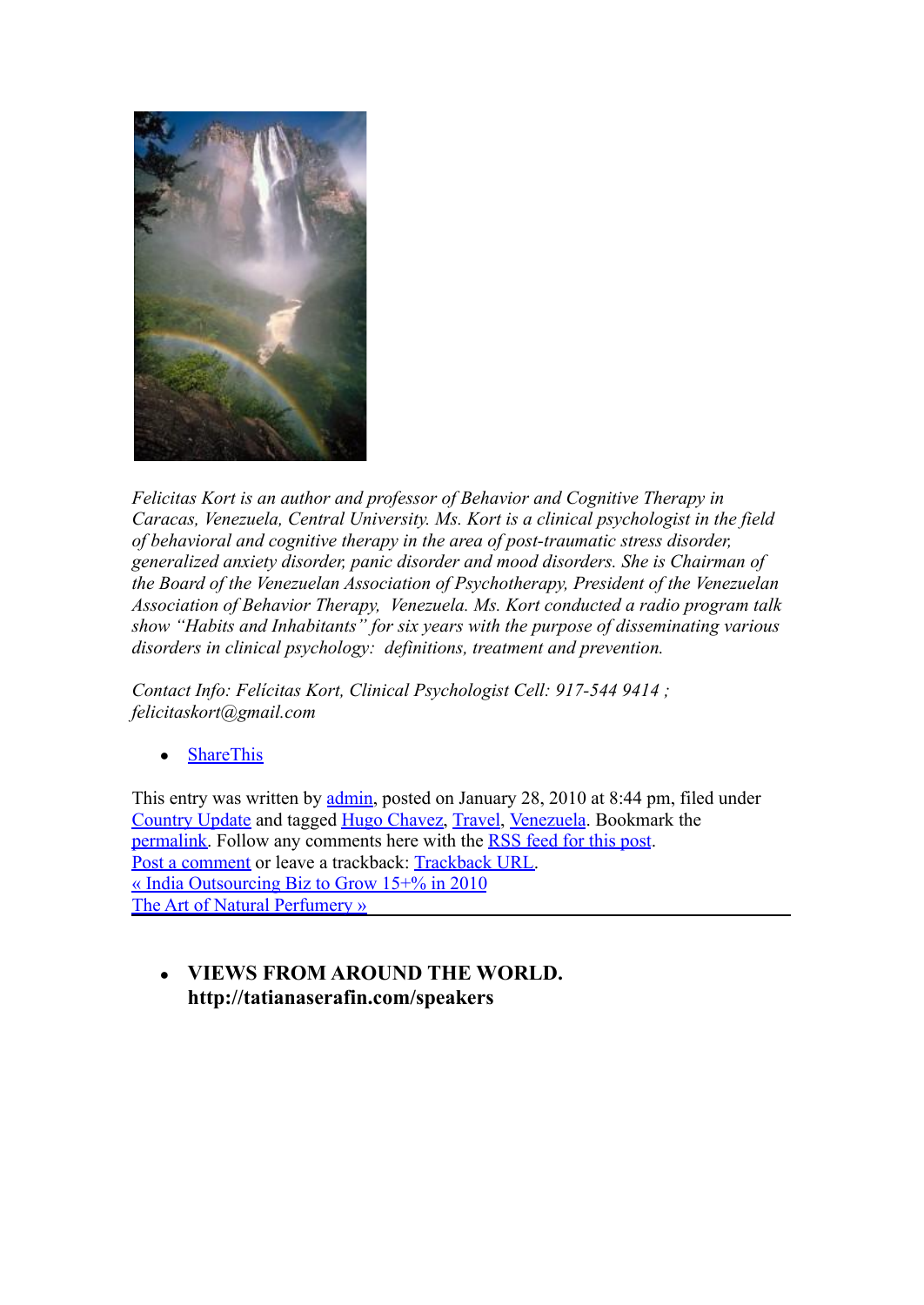*Felicitas Kort is an author and professor of Behavior and Cognitive Therapy in Caracas, Venezuela, Central University. Ms. Kort is a clinical psychologist in the field of behavioral and cognitive therapy in the area of post-traumatic stress disorder, generalized anxiety disorder, panic disorder and mood disorders. She is Chairman of the Board of the Venezuelan Association of Psychotherapy, President of the Venezuelan Association of Behavior Therapy, Venezuela. Ms. Kort conducted a radio program talk show "Habits and Inhabitants" for six years with the purpose of disseminating various disorders in clinical psychology: definitions, treatment and prevention.*

*Contact Info: Felícitas Kort, Clinical Psychologist Cell: 917-544 9414 ; felicitaskort@gmail.com*

- ShareThis

This entry was written by admin, posted on January 28, 2010 at 8:44 pm, filed under Country Update and tagged Hugo Chavez, Travel, Venezuela. Bookmark the permalink. Follow any comments here with the RSS feed for this post. Post a comment or leave a trackback: Trackback URL.
« India Outsourcing Biz to Grow 15+% in 2010
The Art of Natural Perfumery »

---

- **VIEWS FROM AROUND THE WORLD. http://tatianaserafin.com/speakers**